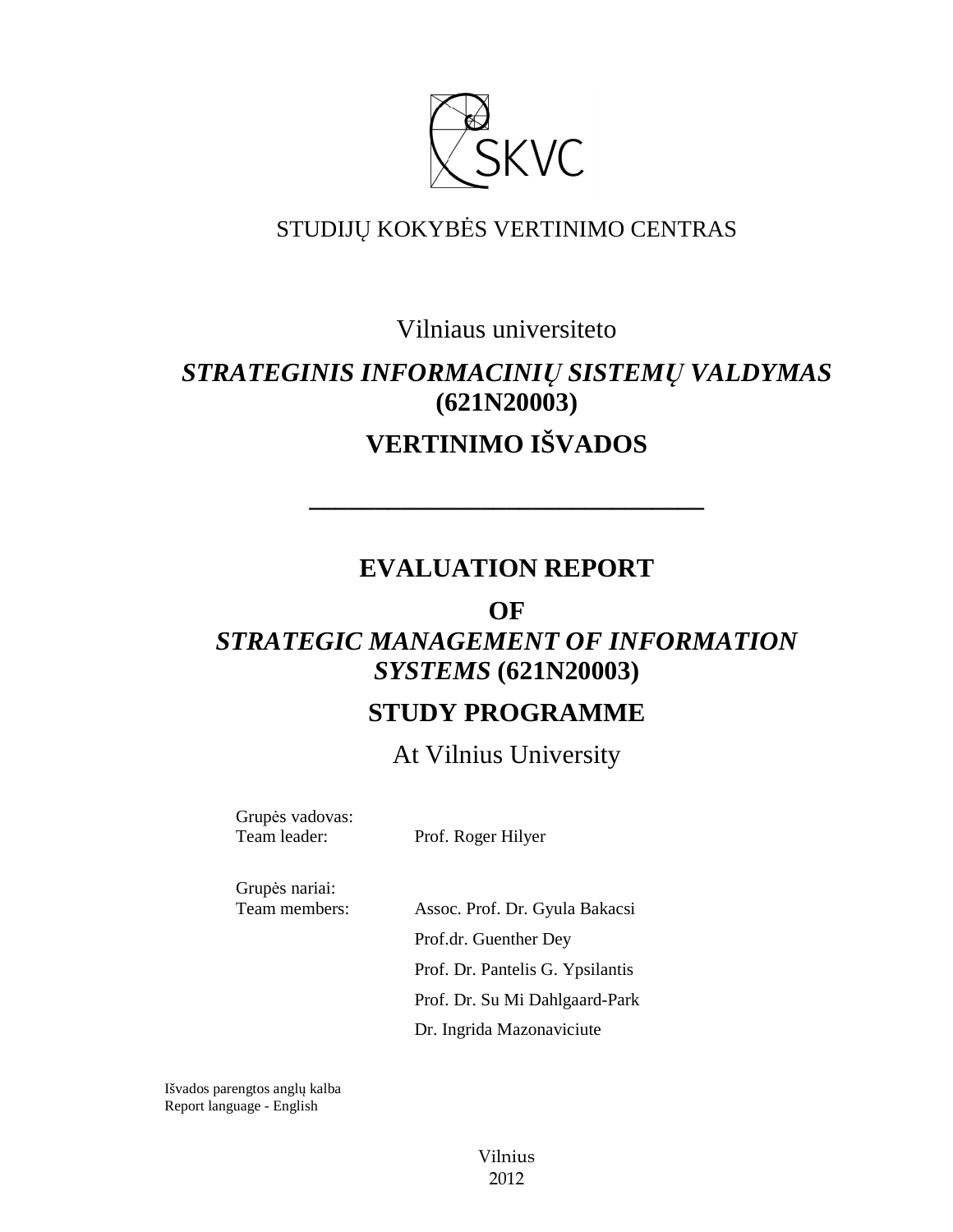SKVC

STUDIJŲ KOKYBĖS VERTINIMO CENTRAS

Vilniaus universiteto

# *STRATEGINIS INFORMACINIŲ SISTEMŲ VALDYMAS* (621N20003)

# VERTINIMO IŠVADOS

---

# EVALUATION REPORT

# OF *STRATEGIC MANAGEMENT OF INFORMATION SYSTEMS* (621N20003)

# STUDY PROGRAMME

At Vilnius University

Grupės vadovas:
Team leader: Prof. Roger Hilyer

Grupės nariai:
Team members:
Assoc. Prof. Dr. Gyula Bakacsi
Prof.dr. Guenther Dey
Prof. Dr. Pantelis G. Ypsilantis
Prof. Dr. Su Mi Dahlgaard-Park
Dr. Ingrida Mazonaviciute

Išvados parengtos anglų kalba
Report language - English

Vilnius
2012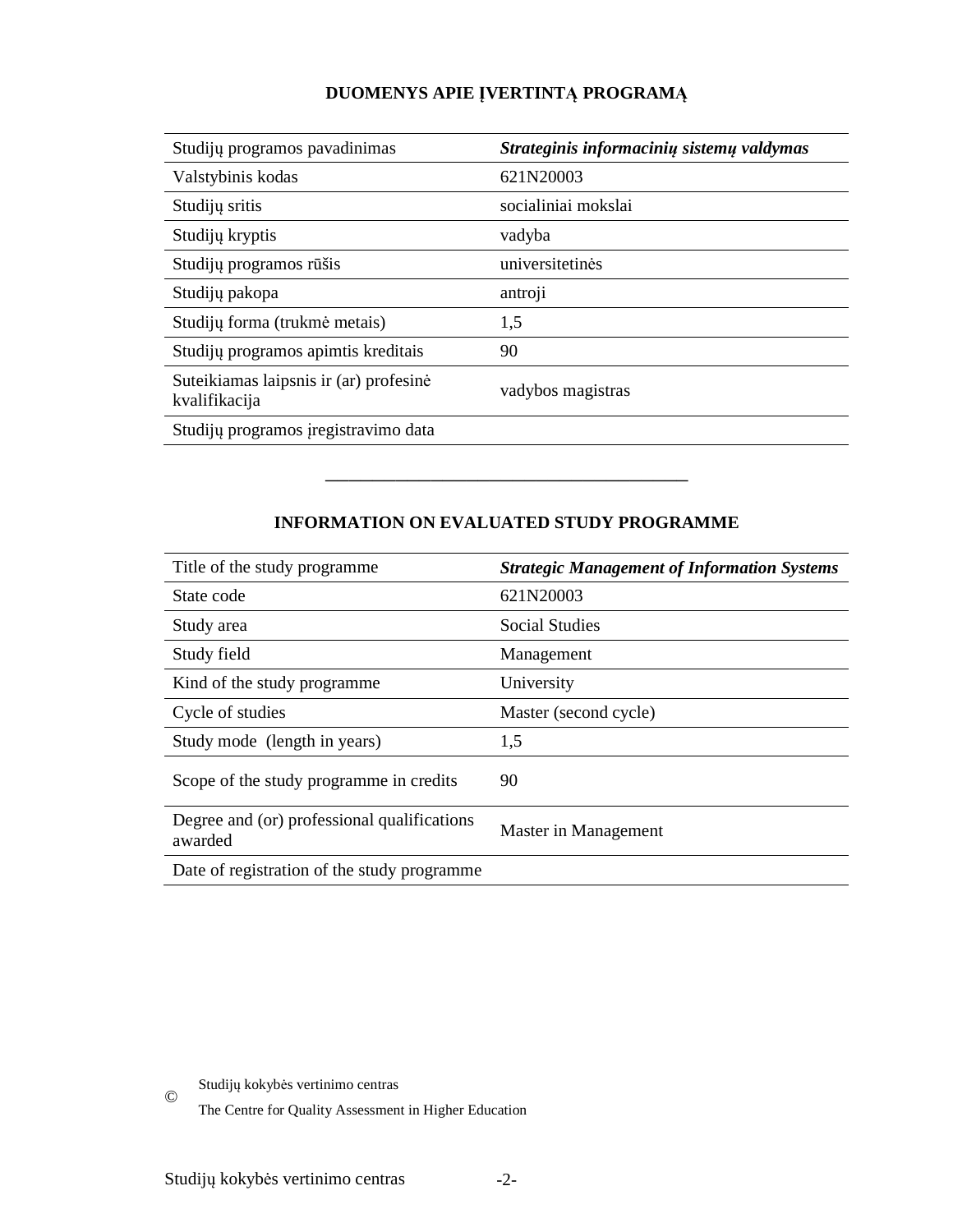## DUOMENYS APIE ĮVERTINTĄ PROGRAMĄ

| Studijų programos pavadinimas | ***Strateginis informacinių sistemų valdymas*** |
|---|---|
| Valstybinis kodas | 621N20003 |
| Studijų sritis | socialiniai mokslai |
| Studijų kryptis | vadyba |
| Studijų programos rūšis | universitetinės |
| Studijų pakopa | antroji |
| Studijų forma (trukmė metais) | 1,5 |
| Studijų programos apimtis kreditais | 90 |
| Suteikiamas laipsnis ir (ar) profesinė kvalifikacija | vadybos magistras |
| Studijų programos įregistravimo data | |

---

## INFORMATION ON EVALUATED STUDY PROGRAMME

| Title of the study programme | ***Strategic Management of Information Systems*** |
|---|---|
| State code | 621N20003 |
| Study area | Social Studies |
| Study field | Management |
| Kind of the study programme | University |
| Cycle of studies | Master (second cycle) |
| Study mode (length in years) | 1,5 |
| Scope of the study programme in credits | 90 |
| Degree and (or) professional qualifications awarded | Master in Management |
| Date of registration of the study programme | |

© Studijų kokybės vertinimo centras

The Centre for Quality Assessment in Higher Education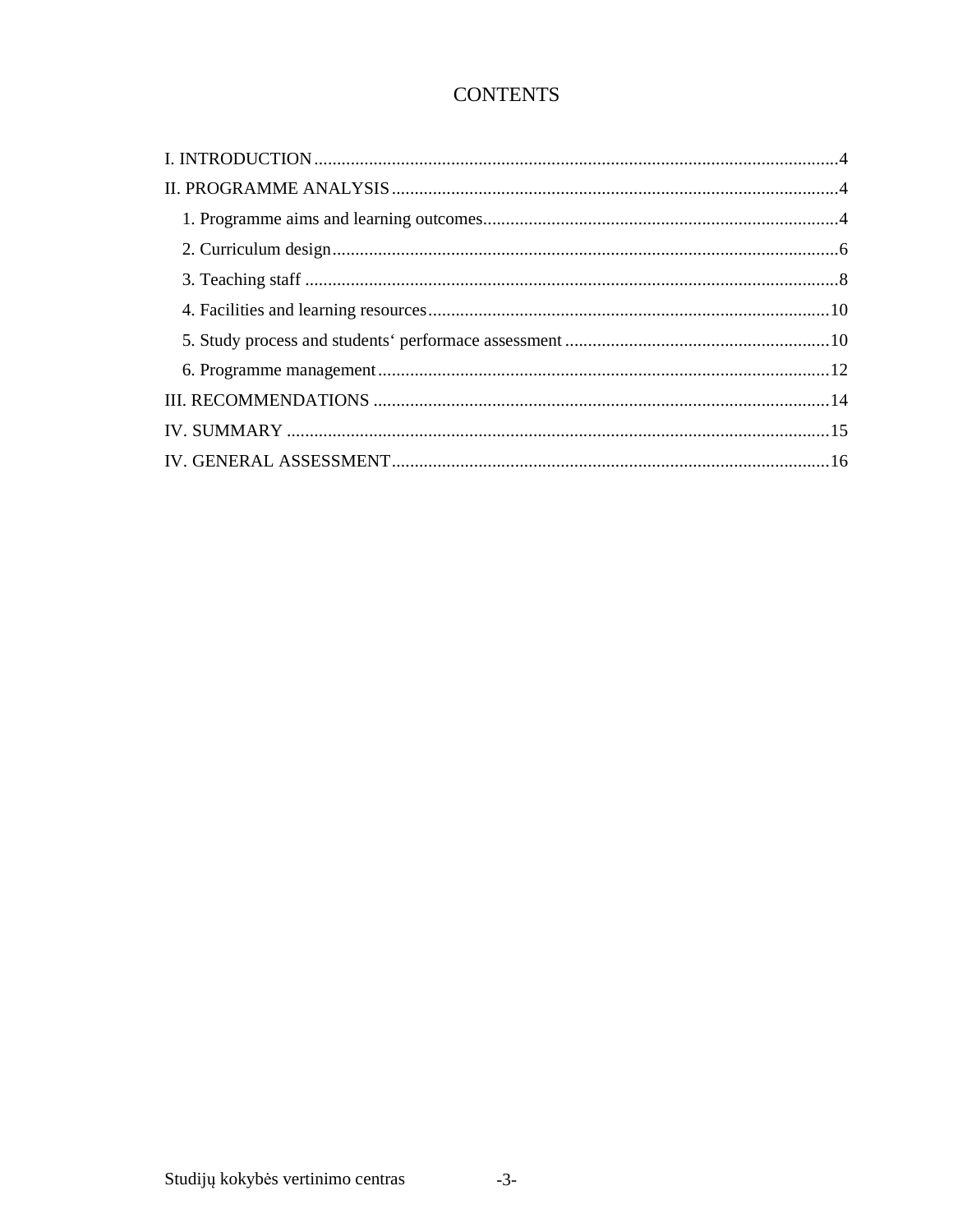# CONTENTS

I. INTRODUCTION .....4

II. PROGRAMME ANALYSIS .....4

- 1. Programme aims and learning outcomes .....4
- 2. Curriculum design .....6
- 3. Teaching staff .....8
- 4. Facilities and learning resources .....10
- 5. Study process and students‘ performace assessment .....10
- 6. Programme management .....12

III. RECOMMENDATIONS .....14

IV. SUMMARY .....15

IV. GENERAL ASSESSMENT .....16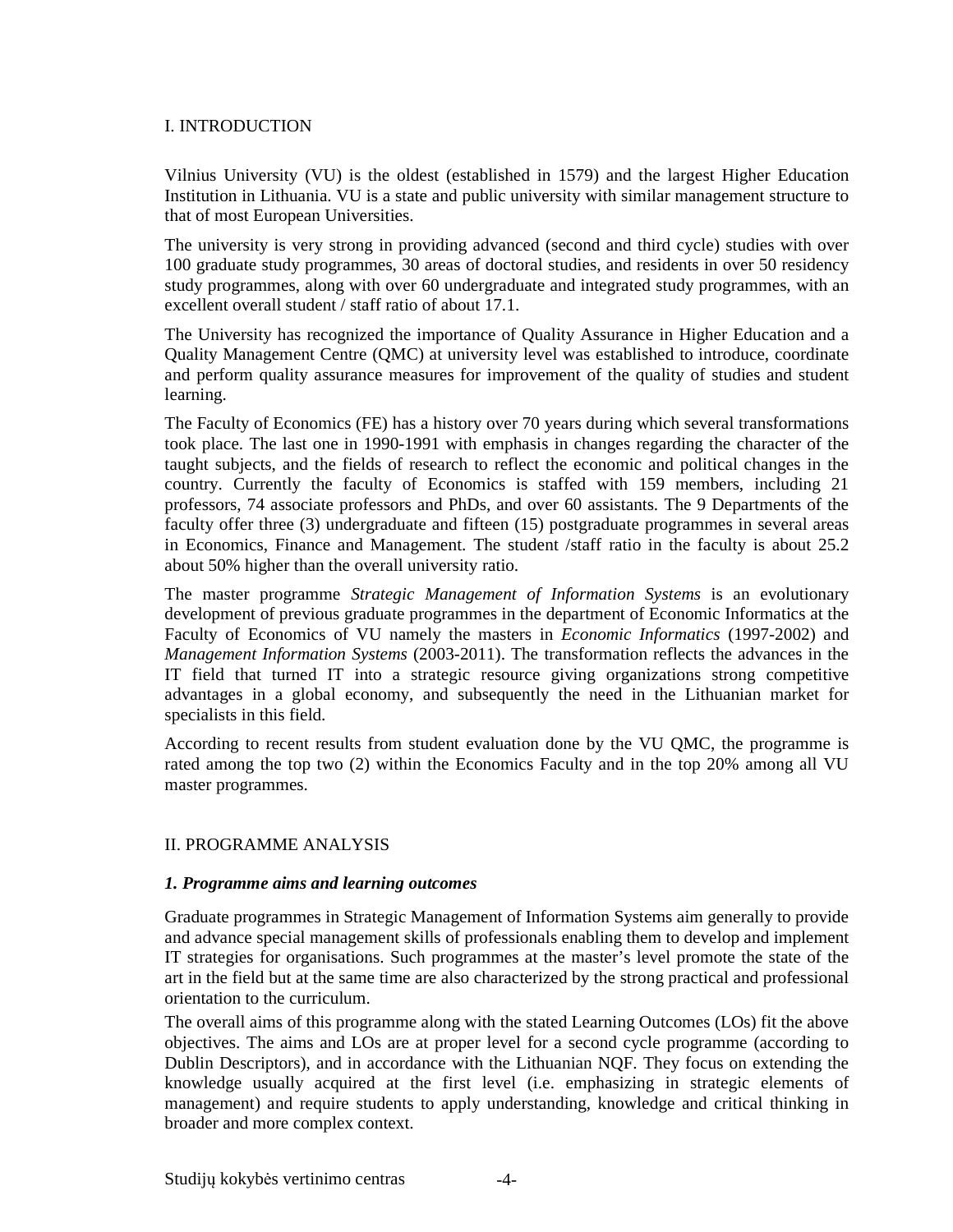# I. INTRODUCTION

Vilnius University (VU) is the oldest (established in 1579) and the largest Higher Education Institution in Lithuania. VU is a state and public university with similar management structure to that of most European Universities.

The university is very strong in providing advanced (second and third cycle) studies with over 100 graduate study programmes, 30 areas of doctoral studies, and residents in over 50 residency study programmes, along with over 60 undergraduate and integrated study programmes, with an excellent overall student / staff ratio of about 17.1.

The University has recognized the importance of Quality Assurance in Higher Education and a Quality Management Centre (QMC) at university level was established to introduce, coordinate and perform quality assurance measures for improvement of the quality of studies and student learning.

The Faculty of Economics (FE) has a history over 70 years during which several transformations took place. The last one in 1990-1991 with emphasis in changes regarding the character of the taught subjects, and the fields of research to reflect the economic and political changes in the country. Currently the faculty of Economics is staffed with 159 members, including 21 professors, 74 associate professors and PhDs, and over 60 assistants. The 9 Departments of the faculty offer three (3) undergraduate and fifteen (15) postgraduate programmes in several areas in Economics, Finance and Management. The student /staff ratio in the faculty is about 25.2 about 50% higher than the overall university ratio.

The master programme *Strategic Management of Information Systems* is an evolutionary development of previous graduate programmes in the department of Economic Informatics at the Faculty of Economics of VU namely the masters in *Economic Informatics* (1997-2002) and *Management Information Systems* (2003-2011). The transformation reflects the advances in the IT field that turned IT into a strategic resource giving organizations strong competitive advantages in a global economy, and subsequently the need in the Lithuanian market for specialists in this field.

According to recent results from student evaluation done by the VU QMC, the programme is rated among the top two (2) within the Economics Faculty and in the top 20% among all VU master programmes.

# II. PROGRAMME ANALYSIS

### *1. Programme aims and learning outcomes*

Graduate programmes in Strategic Management of Information Systems aim generally to provide and advance special management skills of professionals enabling them to develop and implement IT strategies for organisations. Such programmes at the master's level promote the state of the art in the field but at the same time are also characterized by the strong practical and professional orientation to the curriculum.

The overall aims of this programme along with the stated Learning Outcomes (LOs) fit the above objectives. The aims and LOs are at proper level for a second cycle programme (according to Dublin Descriptors), and in accordance with the Lithuanian NQF. They focus on extending the knowledge usually acquired at the first level (i.e. emphasizing in strategic elements of management) and require students to apply understanding, knowledge and critical thinking in broader and more complex context.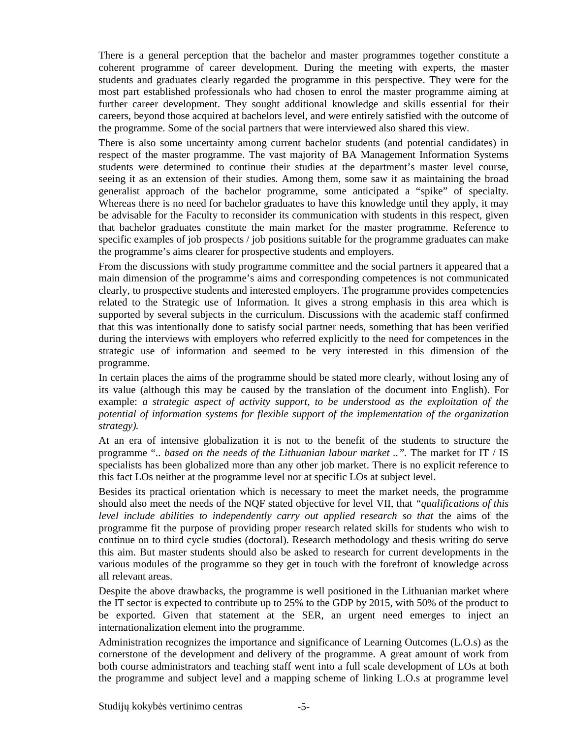There is a general perception that the bachelor and master programmes together constitute a coherent programme of career development. During the meeting with experts, the master students and graduates clearly regarded the programme in this perspective. They were for the most part established professionals who had chosen to enrol the master programme aiming at further career development. They sought additional knowledge and skills essential for their careers, beyond those acquired at bachelors level, and were entirely satisfied with the outcome of the programme. Some of the social partners that were interviewed also shared this view.

There is also some uncertainty among current bachelor students (and potential candidates) in respect of the master programme. The vast majority of BA Management Information Systems students were determined to continue their studies at the department's master level course, seeing it as an extension of their studies. Among them, some saw it as maintaining the broad generalist approach of the bachelor programme, some anticipated a "spike" of specialty. Whereas there is no need for bachelor graduates to have this knowledge until they apply, it may be advisable for the Faculty to reconsider its communication with students in this respect, given that bachelor graduates constitute the main market for the master programme. Reference to specific examples of job prospects / job positions suitable for the programme graduates can make the programme's aims clearer for prospective students and employers.

From the discussions with study programme committee and the social partners it appeared that a main dimension of the programme's aims and corresponding competences is not communicated clearly, to prospective students and interested employers. The programme provides competencies related to the Strategic use of Information. It gives a strong emphasis in this area which is supported by several subjects in the curriculum. Discussions with the academic staff confirmed that this was intentionally done to satisfy social partner needs, something that has been verified during the interviews with employers who referred explicitly to the need for competences in the strategic use of information and seemed to be very interested in this dimension of the programme.

In certain places the aims of the programme should be stated more clearly, without losing any of its value (although this may be caused by the translation of the document into English). For example: *a strategic aspect of activity support, to be understood as the exploitation of the potential of information systems for flexible support of the implementation of the organization strategy).*

At an era of intensive globalization it is not to the benefit of the students to structure the programme *".. based on the needs of the Lithuanian labour market ..".* The market for IT / IS specialists has been globalized more than any other job market. There is no explicit reference to this fact LOs neither at the programme level nor at specific LOs at subject level.

Besides its practical orientation which is necessary to meet the market needs, the programme should also meet the needs of the NQF stated objective for level VII, that *"qualifications of this level include abilities to independently carry out applied research so that* the aims of the programme fit the purpose of providing proper research related skills for students who wish to continue on to third cycle studies (doctoral). Research methodology and thesis writing do serve this aim. But master students should also be asked to research for current developments in the various modules of the programme so they get in touch with the forefront of knowledge across all relevant areas.

Despite the above drawbacks, the programme is well positioned in the Lithuanian market where the IT sector is expected to contribute up to 25% to the GDP by 2015, with 50% of the product to be exported. Given that statement at the SER, an urgent need emerges to inject an internationalization element into the programme.

Administration recognizes the importance and significance of Learning Outcomes (L.O.s) as the cornerstone of the development and delivery of the programme. A great amount of work from both course administrators and teaching staff went into a full scale development of LOs at both the programme and subject level and a mapping scheme of linking L.O.s at programme level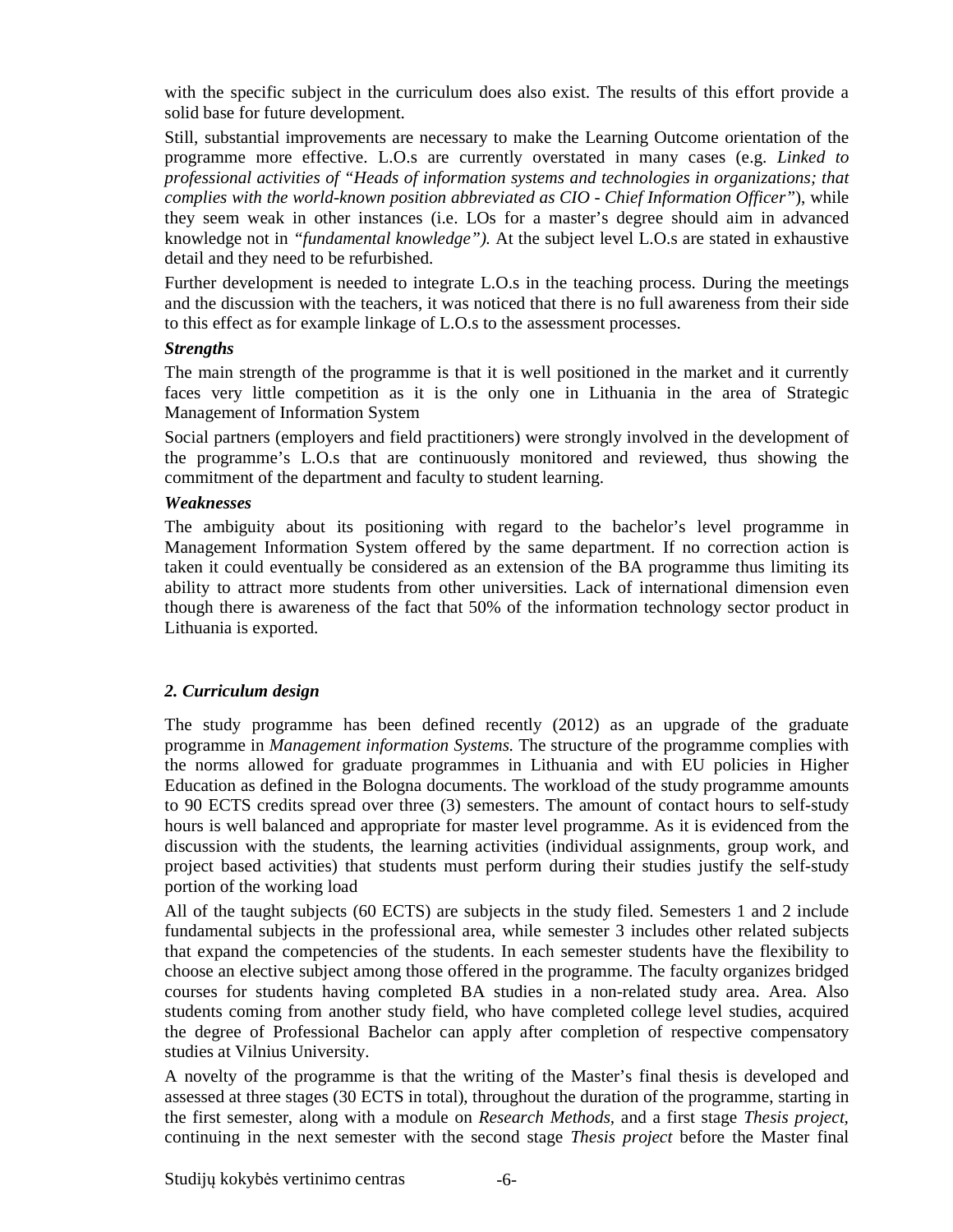with the specific subject in the curriculum does also exist. The results of this effort provide a solid base for future development.

Still, substantial improvements are necessary to make the Learning Outcome orientation of the programme more effective. L.O.s are currently overstated in many cases (e.g. *Linked to professional activities of "Heads of information systems and technologies in organizations; that complies with the world-known position abbreviated as CIO - Chief Information Officer"*), while they seem weak in other instances (i.e. LOs for a master's degree should aim in advanced knowledge not in *"fundamental knowledge").* At the subject level L.O.s are stated in exhaustive detail and they need to be refurbished.

Further development is needed to integrate L.O.s in the teaching process. During the meetings and the discussion with the teachers, it was noticed that there is no full awareness from their side to this effect as for example linkage of L.O.s to the assessment processes.

***Strengths***

The main strength of the programme is that it is well positioned in the market and it currently faces very little competition as it is the only one in Lithuania in the area of Strategic Management of Information System

Social partners (employers and field practitioners) were strongly involved in the development of the programme's L.O.s that are continuously monitored and reviewed, thus showing the commitment of the department and faculty to student learning.

***Weaknesses***

The ambiguity about its positioning with regard to the bachelor's level programme in Management Information System offered by the same department. If no correction action is taken it could eventually be considered as an extension of the BA programme thus limiting its ability to attract more students from other universities. Lack of international dimension even though there is awareness of the fact that 50% of the information technology sector product in Lithuania is exported.

### *2. Curriculum design*

The study programme has been defined recently (2012) as an upgrade of the graduate programme in *Management information Systems.* The structure of the programme complies with the norms allowed for graduate programmes in Lithuania and with EU policies in Higher Education as defined in the Bologna documents. The workload of the study programme amounts to 90 ECTS credits spread over three (3) semesters. The amount of contact hours to self-study hours is well balanced and appropriate for master level programme. As it is evidenced from the discussion with the students, the learning activities (individual assignments, group work, and project based activities) that students must perform during their studies justify the self-study portion of the working load

All of the taught subjects (60 ECTS) are subjects in the study filed. Semesters 1 and 2 include fundamental subjects in the professional area, while semester 3 includes other related subjects that expand the competencies of the students. In each semester students have the flexibility to choose an elective subject among those offered in the programme. The faculty organizes bridged courses for students having completed BA studies in a non-related study area. Area. Also students coming from another study field, who have completed college level studies, acquired the degree of Professional Bachelor can apply after completion of respective compensatory studies at Vilnius University.

A novelty of the programme is that the writing of the Master's final thesis is developed and assessed at three stages (30 ECTS in total), throughout the duration of the programme, starting in the first semester, along with a module on *Research Methods,* and a first stage *Thesis project,* continuing in the next semester with the second stage *Thesis project* before the Master final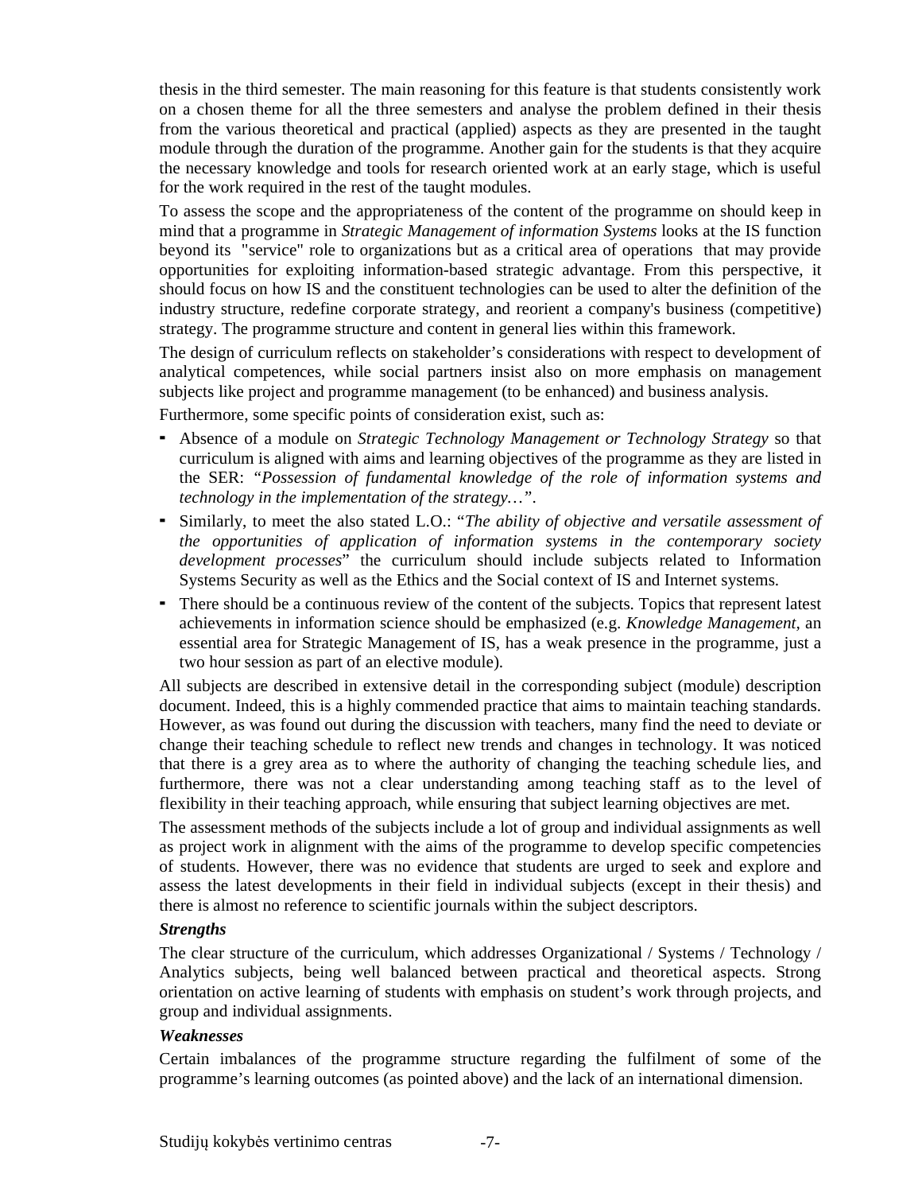thesis in the third semester. The main reasoning for this feature is that students consistently work on a chosen theme for all the three semesters and analyse the problem defined in their thesis from the various theoretical and practical (applied) aspects as they are presented in the taught module through the duration of the programme. Another gain for the students is that they acquire the necessary knowledge and tools for research oriented work at an early stage, which is useful for the work required in the rest of the taught modules.

To assess the scope and the appropriateness of the content of the programme on should keep in mind that a programme in *Strategic Management of information Systems* looks at the IS function beyond its "service" role to organizations but as a critical area of operations that may provide opportunities for exploiting information-based strategic advantage. From this perspective, it should focus on how IS and the constituent technologies can be used to alter the definition of the industry structure, redefine corporate strategy, and reorient a company's business (competitive) strategy. The programme structure and content in general lies within this framework.

The design of curriculum reflects on stakeholder's considerations with respect to development of analytical competences, while social partners insist also on more emphasis on management subjects like project and programme management (to be enhanced) and business analysis.

Furthermore, some specific points of consideration exist, such as:

- Absence of a module on *Strategic Technology Management or Technology Strategy* so that curriculum is aligned with aims and learning objectives of the programme as they are listed in the SER: *"Possession of fundamental knowledge of the role of information systems and technology in the implementation of the strategy…"*.
- Similarly, to meet the also stated L.O.: "*The ability of objective and versatile assessment of the opportunities of application of information systems in the contemporary society development processes*" the curriculum should include subjects related to Information Systems Security as well as the Ethics and the Social context of IS and Internet systems.
- There should be a continuous review of the content of the subjects. Topics that represent latest achievements in information science should be emphasized (e.g. *Knowledge Management*, an essential area for Strategic Management of IS, has a weak presence in the programme, just a two hour session as part of an elective module).

All subjects are described in extensive detail in the corresponding subject (module) description document. Indeed, this is a highly commended practice that aims to maintain teaching standards. However, as was found out during the discussion with teachers, many find the need to deviate or change their teaching schedule to reflect new trends and changes in technology. It was noticed that there is a grey area as to where the authority of changing the teaching schedule lies, and furthermore, there was not a clear understanding among teaching staff as to the level of flexibility in their teaching approach, while ensuring that subject learning objectives are met.

The assessment methods of the subjects include a lot of group and individual assignments as well as project work in alignment with the aims of the programme to develop specific competencies of students. However, there was no evidence that students are urged to seek and explore and assess the latest developments in their field in individual subjects (except in their thesis) and there is almost no reference to scientific journals within the subject descriptors.

***Strengths***

The clear structure of the curriculum, which addresses Organizational / Systems / Technology / Analytics subjects, being well balanced between practical and theoretical aspects. Strong orientation on active learning of students with emphasis on student's work through projects, and group and individual assignments.

***Weaknesses***

Certain imbalances of the programme structure regarding the fulfilment of some of the programme's learning outcomes (as pointed above) and the lack of an international dimension.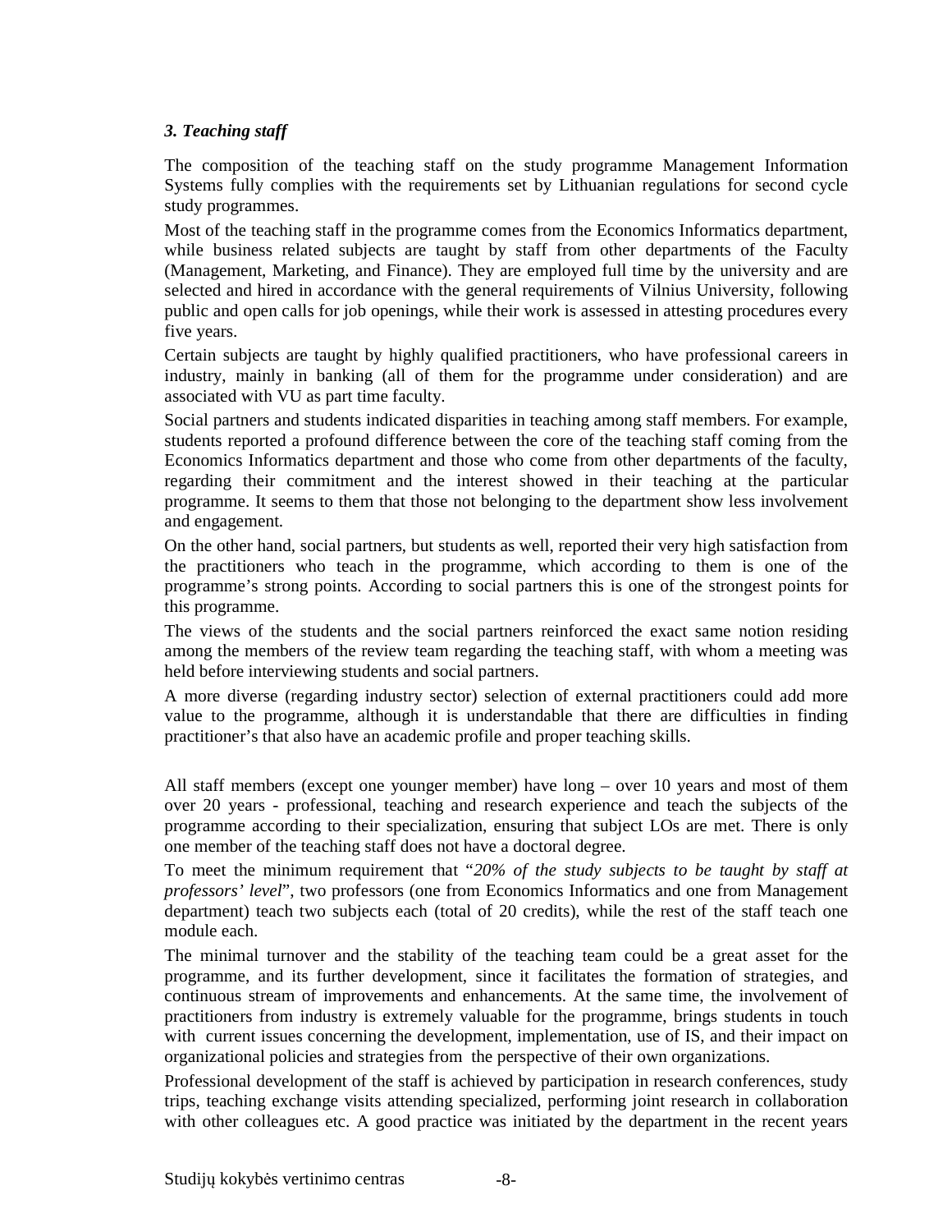### *3. Teaching staff*

The composition of the teaching staff on the study programme Management Information Systems fully complies with the requirements set by Lithuanian regulations for second cycle study programmes.

Most of the teaching staff in the programme comes from the Economics Informatics department, while business related subjects are taught by staff from other departments of the Faculty (Management, Marketing, and Finance). They are employed full time by the university and are selected and hired in accordance with the general requirements of Vilnius University, following public and open calls for job openings, while their work is assessed in attesting procedures every five years.

Certain subjects are taught by highly qualified practitioners, who have professional careers in industry, mainly in banking (all of them for the programme under consideration) and are associated with VU as part time faculty.

Social partners and students indicated disparities in teaching among staff members. For example, students reported a profound difference between the core of the teaching staff coming from the Economics Informatics department and those who come from other departments of the faculty, regarding their commitment and the interest showed in their teaching at the particular programme. It seems to them that those not belonging to the department show less involvement and engagement.

On the other hand, social partners, but students as well, reported their very high satisfaction from the practitioners who teach in the programme, which according to them is one of the programme's strong points. According to social partners this is one of the strongest points for this programme.

The views of the students and the social partners reinforced the exact same notion residing among the members of the review team regarding the teaching staff, with whom a meeting was held before interviewing students and social partners.

A more diverse (regarding industry sector) selection of external practitioners could add more value to the programme, although it is understandable that there are difficulties in finding practitioner's that also have an academic profile and proper teaching skills.

All staff members (except one younger member) have long – over 10 years and most of them over 20 years - professional, teaching and research experience and teach the subjects of the programme according to their specialization, ensuring that subject LOs are met. There is only one member of the teaching staff does not have a doctoral degree.

To meet the minimum requirement that "*20% of the study subjects to be taught by staff at professors' level*", two professors (one from Economics Informatics and one from Management department) teach two subjects each (total of 20 credits), while the rest of the staff teach one module each.

The minimal turnover and the stability of the teaching team could be a great asset for the programme, and its further development, since it facilitates the formation of strategies, and continuous stream of improvements and enhancements. At the same time, the involvement of practitioners from industry is extremely valuable for the programme, brings students in touch with current issues concerning the development, implementation, use of IS, and their impact on organizational policies and strategies from the perspective of their own organizations.

Professional development of the staff is achieved by participation in research conferences, study trips, teaching exchange visits attending specialized, performing joint research in collaboration with other colleagues etc. A good practice was initiated by the department in the recent years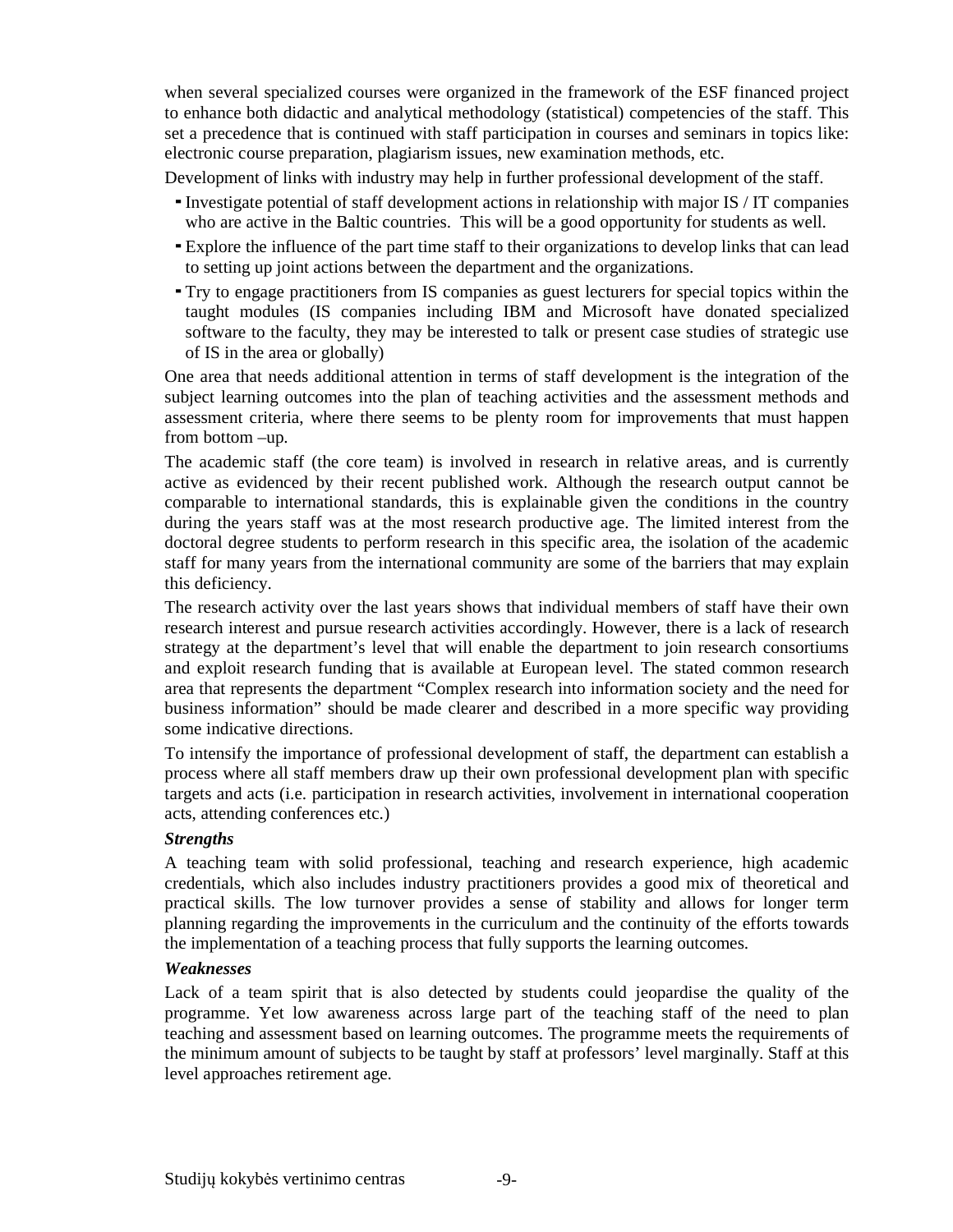when several specialized courses were organized in the framework of the ESF financed project to enhance both didactic and analytical methodology (statistical) competencies of the staff. This set a precedence that is continued with staff participation in courses and seminars in topics like: electronic course preparation, plagiarism issues, new examination methods, etc.

Development of links with industry may help in further professional development of the staff.

- Investigate potential of staff development actions in relationship with major IS / IT companies who are active in the Baltic countries. This will be a good opportunity for students as well.
- Explore the influence of the part time staff to their organizations to develop links that can lead to setting up joint actions between the department and the organizations.
- Try to engage practitioners from IS companies as guest lecturers for special topics within the taught modules (IS companies including IBM and Microsoft have donated specialized software to the faculty, they may be interested to talk or present case studies of strategic use of IS in the area or globally)

One area that needs additional attention in terms of staff development is the integration of the subject learning outcomes into the plan of teaching activities and the assessment methods and assessment criteria, where there seems to be plenty room for improvements that must happen from bottom –up.

The academic staff (the core team) is involved in research in relative areas, and is currently active as evidenced by their recent published work. Although the research output cannot be comparable to international standards, this is explainable given the conditions in the country during the years staff was at the most research productive age. The limited interest from the doctoral degree students to perform research in this specific area, the isolation of the academic staff for many years from the international community are some of the barriers that may explain this deficiency.

The research activity over the last years shows that individual members of staff have their own research interest and pursue research activities accordingly. However, there is a lack of research strategy at the department's level that will enable the department to join research consortiums and exploit research funding that is available at European level. The stated common research area that represents the department "Complex research into information society and the need for business information" should be made clearer and described in a more specific way providing some indicative directions.

To intensify the importance of professional development of staff, the department can establish a process where all staff members draw up their own professional development plan with specific targets and acts (i.e. participation in research activities, involvement in international cooperation acts, attending conferences etc.)

***Strengths***

A teaching team with solid professional, teaching and research experience, high academic credentials, which also includes industry practitioners provides a good mix of theoretical and practical skills. The low turnover provides a sense of stability and allows for longer term planning regarding the improvements in the curriculum and the continuity of the efforts towards the implementation of a teaching process that fully supports the learning outcomes.

***Weaknesses***

Lack of a team spirit that is also detected by students could jeopardise the quality of the programme. Yet low awareness across large part of the teaching staff of the need to plan teaching and assessment based on learning outcomes. The programme meets the requirements of the minimum amount of subjects to be taught by staff at professors' level marginally. Staff at this level approaches retirement age.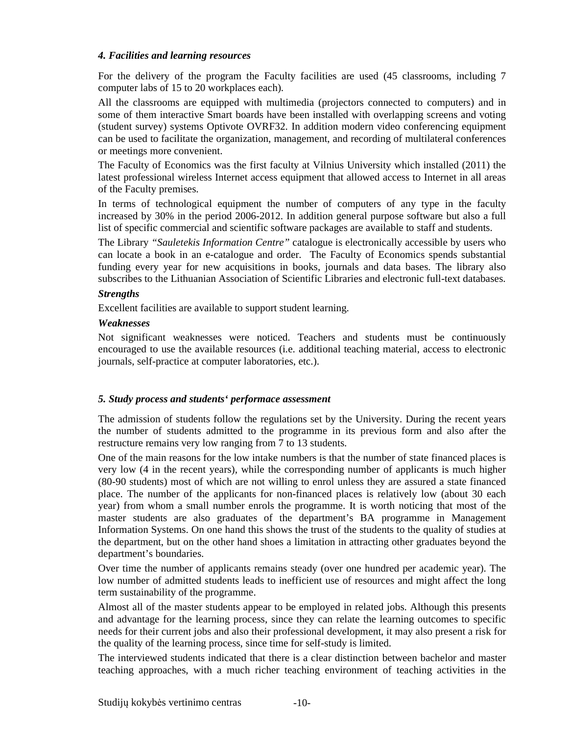### *4. Facilities and learning resources*

For the delivery of the program the Faculty facilities are used (45 classrooms, including 7 computer labs of 15 to 20 workplaces each).

All the classrooms are equipped with multimedia (projectors connected to computers) and in some of them interactive Smart boards have been installed with overlapping screens and voting (student survey) systems Optivote OVRF32. In addition modern video conferencing equipment can be used to facilitate the organization, management, and recording of multilateral conferences or meetings more convenient.

The Faculty of Economics was the first faculty at Vilnius University which installed (2011) the latest professional wireless Internet access equipment that allowed access to Internet in all areas of the Faculty premises.

In terms of technological equipment the number of computers of any type in the faculty increased by 30% in the period 2006-2012. In addition general purpose software but also a full list of specific commercial and scientific software packages are available to staff and students.

The Library *"Sauletekis Information Centre"* catalogue is electronically accessible by users who can locate a book in an e-catalogue and order. The Faculty of Economics spends substantial funding every year for new acquisitions in books, journals and data bases. The library also subscribes to the Lithuanian Association of Scientific Libraries and electronic full-text databases.

***Strengths***

Excellent facilities are available to support student learning.

***Weaknesses***

Not significant weaknesses were noticed. Teachers and students must be continuously encouraged to use the available resources (i.e. additional teaching material, access to electronic journals, self-practice at computer laboratories, etc.).

### *5. Study process and students‘ performace assessment*

The admission of students follow the regulations set by the University. During the recent years the number of students admitted to the programme in its previous form and also after the restructure remains very low ranging from 7 to 13 students.

One of the main reasons for the low intake numbers is that the number of state financed places is very low (4 in the recent years), while the corresponding number of applicants is much higher (80-90 students) most of which are not willing to enrol unless they are assured a state financed place. The number of the applicants for non-financed places is relatively low (about 30 each year) from whom a small number enrols the programme. It is worth noticing that most of the master students are also graduates of the department's BA programme in Management Information Systems. On one hand this shows the trust of the students to the quality of studies at the department, but on the other hand shoes a limitation in attracting other graduates beyond the department's boundaries.

Over time the number of applicants remains steady (over one hundred per academic year). The low number of admitted students leads to inefficient use of resources and might affect the long term sustainability of the programme.

Almost all of the master students appear to be employed in related jobs. Although this presents and advantage for the learning process, since they can relate the learning outcomes to specific needs for their current jobs and also their professional development, it may also present a risk for the quality of the learning process, since time for self-study is limited.

The interviewed students indicated that there is a clear distinction between bachelor and master teaching approaches, with a much richer teaching environment of teaching activities in the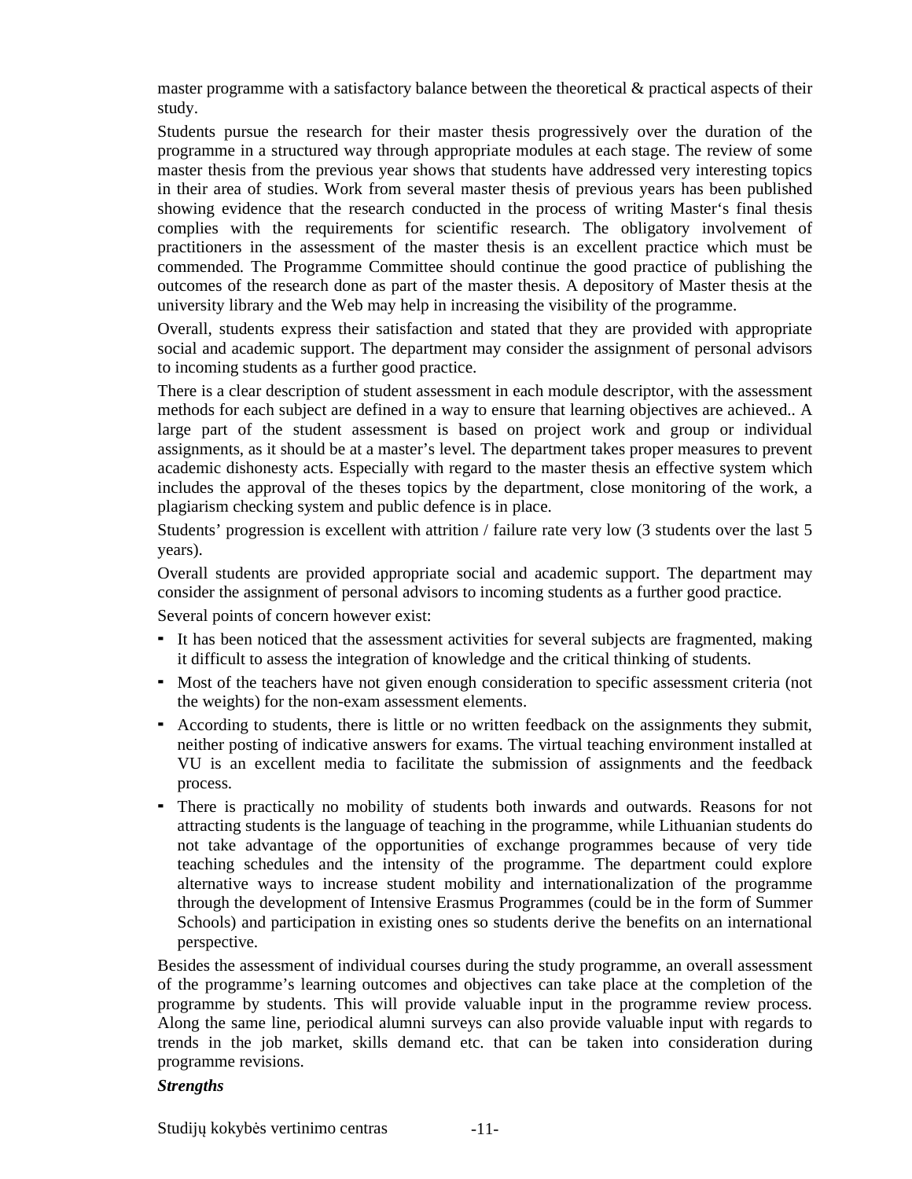master programme with a satisfactory balance between the theoretical & practical aspects of their study.

Students pursue the research for their master thesis progressively over the duration of the programme in a structured way through appropriate modules at each stage. The review of some master thesis from the previous year shows that students have addressed very interesting topics in their area of studies. Work from several master thesis of previous years has been published showing evidence that the research conducted in the process of writing Master‘s final thesis complies with the requirements for scientific research. The obligatory involvement of practitioners in the assessment of the master thesis is an excellent practice which must be commended. The Programme Committee should continue the good practice of publishing the outcomes of the research done as part of the master thesis. A depository of Master thesis at the university library and the Web may help in increasing the visibility of the programme.

Overall, students express their satisfaction and stated that they are provided with appropriate social and academic support. The department may consider the assignment of personal advisors to incoming students as a further good practice.

There is a clear description of student assessment in each module descriptor, with the assessment methods for each subject are defined in a way to ensure that learning objectives are achieved.. A large part of the student assessment is based on project work and group or individual assignments, as it should be at a master’s level. The department takes proper measures to prevent academic dishonesty acts. Especially with regard to the master thesis an effective system which includes the approval of the theses topics by the department, close monitoring of the work, a plagiarism checking system and public defence is in place.

Students’ progression is excellent with attrition / failure rate very low (3 students over the last 5 years).

Overall students are provided appropriate social and academic support. The department may consider the assignment of personal advisors to incoming students as a further good practice.

Several points of concern however exist:

- It has been noticed that the assessment activities for several subjects are fragmented, making it difficult to assess the integration of knowledge and the critical thinking of students.
- Most of the teachers have not given enough consideration to specific assessment criteria (not the weights) for the non-exam assessment elements.
- According to students, there is little or no written feedback on the assignments they submit, neither posting of indicative answers for exams. The virtual teaching environment installed at VU is an excellent media to facilitate the submission of assignments and the feedback process.
- There is practically no mobility of students both inwards and outwards. Reasons for not attracting students is the language of teaching in the programme, while Lithuanian students do not take advantage of the opportunities of exchange programmes because of very tide teaching schedules and the intensity of the programme. The department could explore alternative ways to increase student mobility and internationalization of the programme through the development of Intensive Erasmus Programmes (could be in the form of Summer Schools) and participation in existing ones so students derive the benefits on an international perspective.

Besides the assessment of individual courses during the study programme, an overall assessment of the programme’s learning outcomes and objectives can take place at the completion of the programme by students. This will provide valuable input in the programme review process. Along the same line, periodical alumni surveys can also provide valuable input with regards to trends in the job market, skills demand etc. that can be taken into consideration during programme revisions.

***Strengths***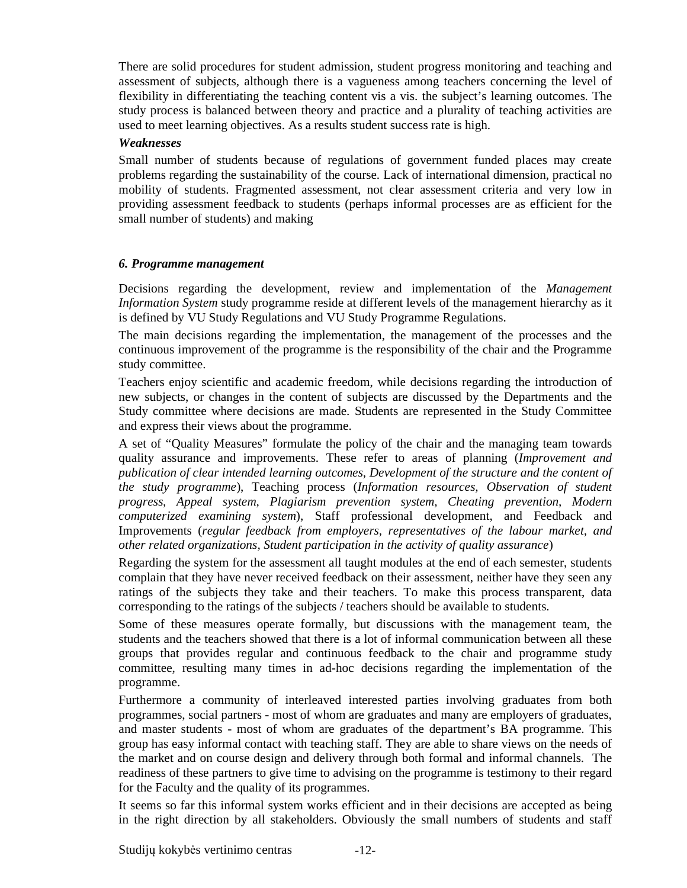There are solid procedures for student admission, student progress monitoring and teaching and assessment of subjects, although there is a vagueness among teachers concerning the level of flexibility in differentiating the teaching content vis a vis. the subject's learning outcomes. The study process is balanced between theory and practice and a plurality of teaching activities are used to meet learning objectives. As a results student success rate is high.

***Weaknesses***

Small number of students because of regulations of government funded places may create problems regarding the sustainability of the course. Lack of international dimension, practical no mobility of students. Fragmented assessment, not clear assessment criteria and very low in providing assessment feedback to students (perhaps informal processes are as efficient for the small number of students) and making

### *6. Programme management*

Decisions regarding the development, review and implementation of the *Management Information System* study programme reside at different levels of the management hierarchy as it is defined by VU Study Regulations and VU Study Programme Regulations.

The main decisions regarding the implementation, the management of the processes and the continuous improvement of the programme is the responsibility of the chair and the Programme study committee.

Teachers enjoy scientific and academic freedom, while decisions regarding the introduction of new subjects, or changes in the content of subjects are discussed by the Departments and the Study committee where decisions are made. Students are represented in the Study Committee and express their views about the programme.

A set of "Quality Measures" formulate the policy of the chair and the managing team towards quality assurance and improvements. These refer to areas of planning (*Improvement and publication of clear intended learning outcomes, Development of the structure and the content of the study programme*), Teaching process (*Information resources, Observation of student progress, Appeal system, Plagiarism prevention system, Cheating prevention, Modern computerized examining system*), Staff professional development, and Feedback and Improvements (*regular feedback from employers, representatives of the labour market, and other related organizations, Student participation in the activity of quality assurance*)

Regarding the system for the assessment all taught modules at the end of each semester, students complain that they have never received feedback on their assessment, neither have they seen any ratings of the subjects they take and their teachers. To make this process transparent, data corresponding to the ratings of the subjects / teachers should be available to students.

Some of these measures operate formally, but discussions with the management team, the students and the teachers showed that there is a lot of informal communication between all these groups that provides regular and continuous feedback to the chair and programme study committee, resulting many times in ad-hoc decisions regarding the implementation of the programme.

Furthermore a community of interleaved interested parties involving graduates from both programmes, social partners - most of whom are graduates and many are employers of graduates, and master students - most of whom are graduates of the department's BA programme. This group has easy informal contact with teaching staff. They are able to share views on the needs of the market and on course design and delivery through both formal and informal channels. The readiness of these partners to give time to advising on the programme is testimony to their regard for the Faculty and the quality of its programmes.

It seems so far this informal system works efficient and in their decisions are accepted as being in the right direction by all stakeholders. Obviously the small numbers of students and staff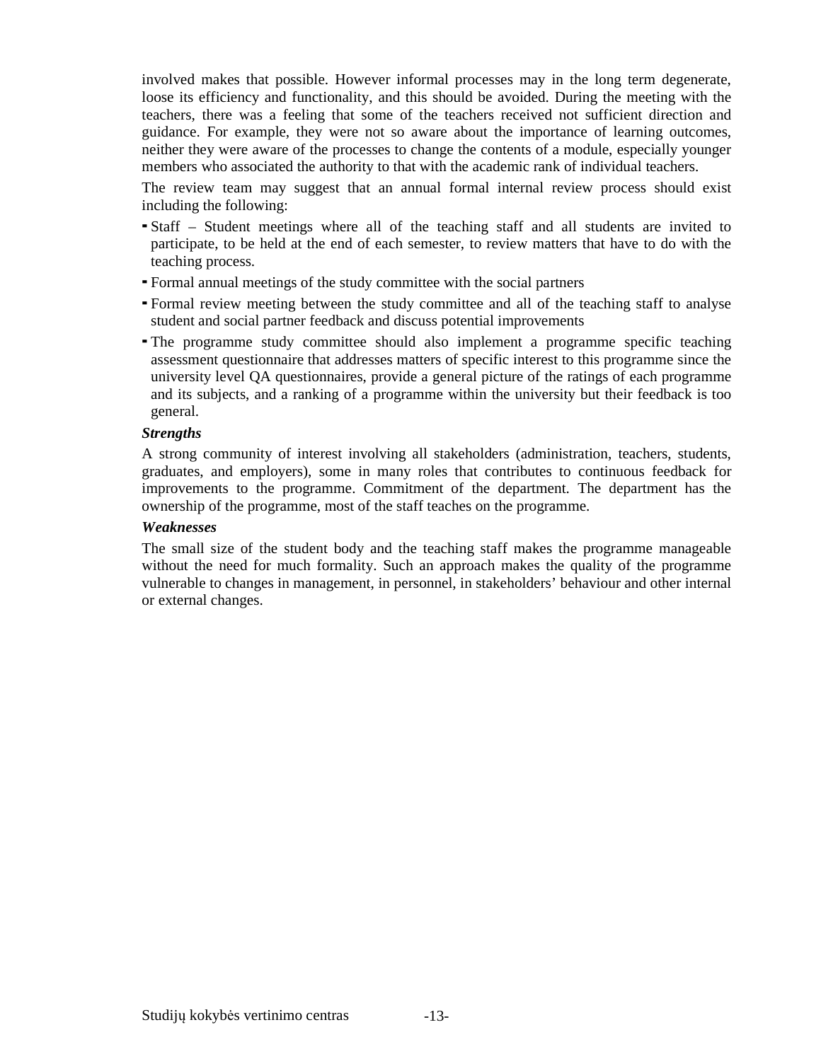involved makes that possible. However informal processes may in the long term degenerate, loose its efficiency and functionality, and this should be avoided. During the meeting with the teachers, there was a feeling that some of the teachers received not sufficient direction and guidance. For example, they were not so aware about the importance of learning outcomes, neither they were aware of the processes to change the contents of a module, especially younger members who associated the authority to that with the academic rank of individual teachers.

The review team may suggest that an annual formal internal review process should exist including the following:

- Staff – Student meetings where all of the teaching staff and all students are invited to participate, to be held at the end of each semester, to review matters that have to do with the teaching process.
- Formal annual meetings of the study committee with the social partners
- Formal review meeting between the study committee and all of the teaching staff to analyse student and social partner feedback and discuss potential improvements
- The programme study committee should also implement a programme specific teaching assessment questionnaire that addresses matters of specific interest to this programme since the university level QA questionnaires, provide a general picture of the ratings of each programme and its subjects, and a ranking of a programme within the university but their feedback is too general.

***Strengths***

A strong community of interest involving all stakeholders (administration, teachers, students, graduates, and employers), some in many roles that contributes to continuous feedback for improvements to the programme. Commitment of the department. The department has the ownership of the programme, most of the staff teaches on the programme.

***Weaknesses***

The small size of the student body and the teaching staff makes the programme manageable without the need for much formality. Such an approach makes the quality of the programme vulnerable to changes in management, in personnel, in stakeholders' behaviour and other internal or external changes.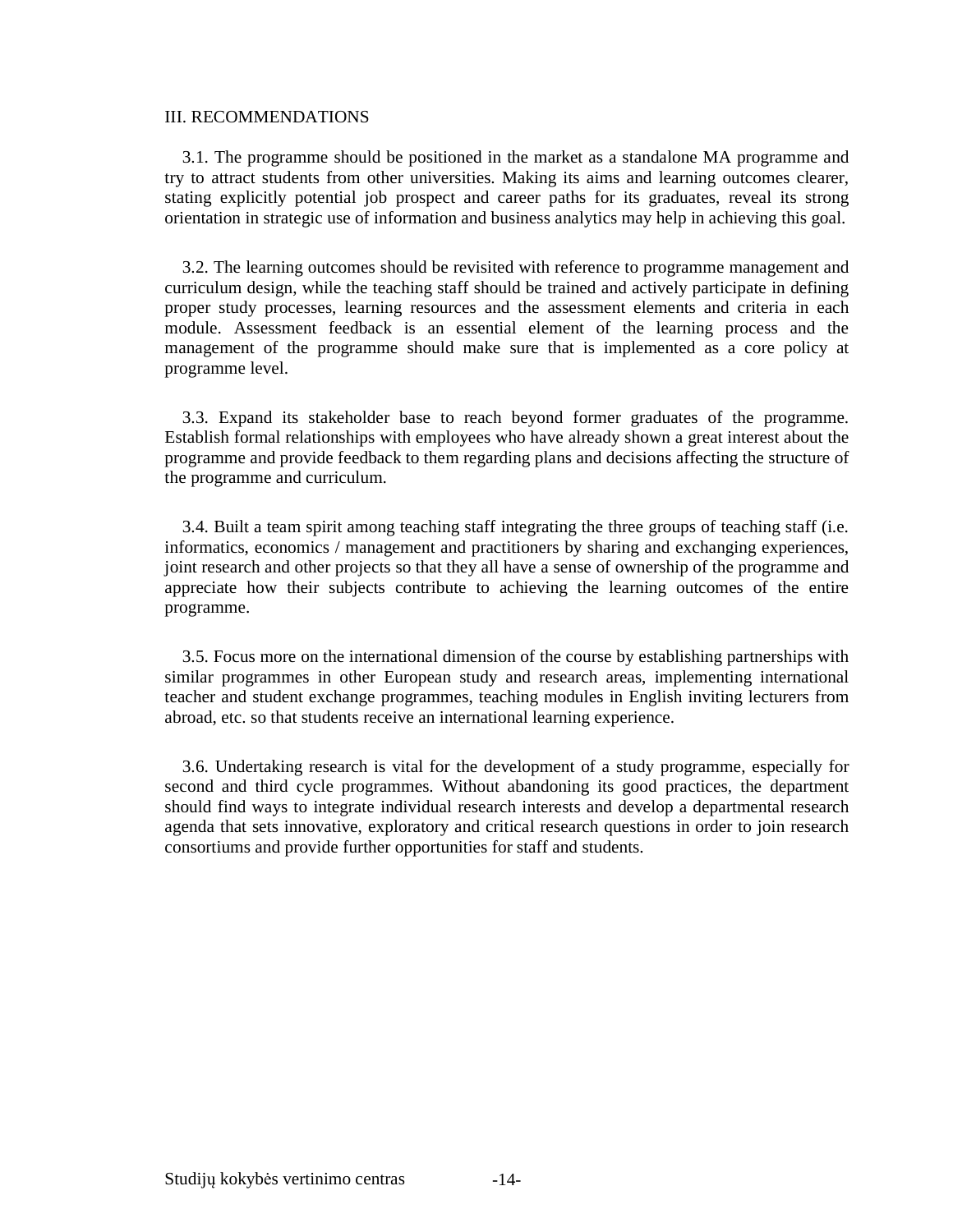## III. RECOMMENDATIONS

3.1. The programme should be positioned in the market as a standalone MA programme and try to attract students from other universities. Making its aims and learning outcomes clearer, stating explicitly potential job prospect and career paths for its graduates, reveal its strong orientation in strategic use of information and business analytics may help in achieving this goal.

3.2. The learning outcomes should be revisited with reference to programme management and curriculum design, while the teaching staff should be trained and actively participate in defining proper study processes, learning resources and the assessment elements and criteria in each module. Assessment feedback is an essential element of the learning process and the management of the programme should make sure that is implemented as a core policy at programme level.

3.3. Expand its stakeholder base to reach beyond former graduates of the programme. Establish formal relationships with employees who have already shown a great interest about the programme and provide feedback to them regarding plans and decisions affecting the structure of the programme and curriculum.

3.4. Built a team spirit among teaching staff integrating the three groups of teaching staff (i.e. informatics, economics / management and practitioners by sharing and exchanging experiences, joint research and other projects so that they all have a sense of ownership of the programme and appreciate how their subjects contribute to achieving the learning outcomes of the entire programme.

3.5. Focus more on the international dimension of the course by establishing partnerships with similar programmes in other European study and research areas, implementing international teacher and student exchange programmes, teaching modules in English inviting lecturers from abroad, etc. so that students receive an international learning experience.

3.6. Undertaking research is vital for the development of a study programme, especially for second and third cycle programmes. Without abandoning its good practices, the department should find ways to integrate individual research interests and develop a departmental research agenda that sets innovative, exploratory and critical research questions in order to join research consortiums and provide further opportunities for staff and students.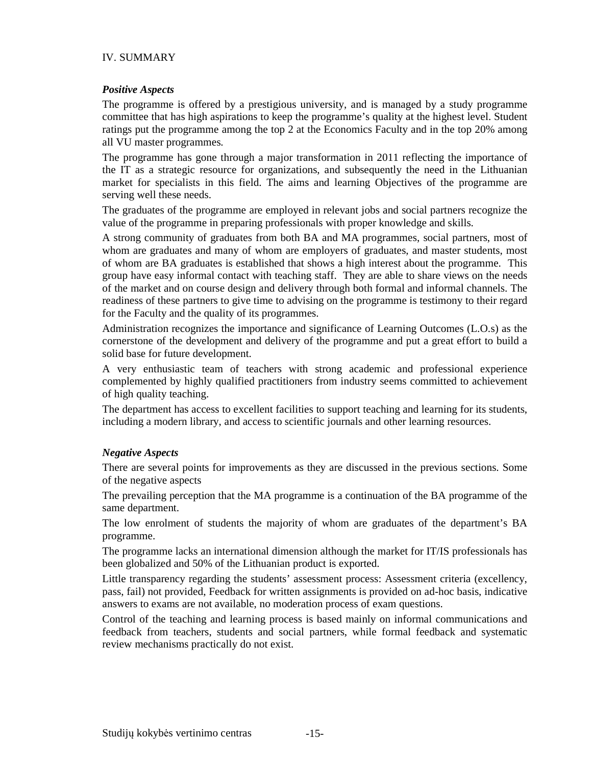## IV. SUMMARY

***Positive Aspects***

The programme is offered by a prestigious university, and is managed by a study programme committee that has high aspirations to keep the programme's quality at the highest level. Student ratings put the programme among the top 2 at the Economics Faculty and in the top 20% among all VU master programmes.

The programme has gone through a major transformation in 2011 reflecting the importance of the IT as a strategic resource for organizations, and subsequently the need in the Lithuanian market for specialists in this field. The aims and learning Objectives of the programme are serving well these needs.

The graduates of the programme are employed in relevant jobs and social partners recognize the value of the programme in preparing professionals with proper knowledge and skills.

A strong community of graduates from both BA and MA programmes, social partners, most of whom are graduates and many of whom are employers of graduates, and master students, most of whom are BA graduates is established that shows a high interest about the programme. This group have easy informal contact with teaching staff. They are able to share views on the needs of the market and on course design and delivery through both formal and informal channels. The readiness of these partners to give time to advising on the programme is testimony to their regard for the Faculty and the quality of its programmes.

Administration recognizes the importance and significance of Learning Outcomes (L.O.s) as the cornerstone of the development and delivery of the programme and put a great effort to build a solid base for future development.

A very enthusiastic team of teachers with strong academic and professional experience complemented by highly qualified practitioners from industry seems committed to achievement of high quality teaching.

The department has access to excellent facilities to support teaching and learning for its students, including a modern library, and access to scientific journals and other learning resources.

***Negative Aspects***

There are several points for improvements as they are discussed in the previous sections. Some of the negative aspects

The prevailing perception that the MA programme is a continuation of the BA programme of the same department.

The low enrolment of students the majority of whom are graduates of the department's BA programme.

The programme lacks an international dimension although the market for IT/IS professionals has been globalized and 50% of the Lithuanian product is exported.

Little transparency regarding the students' assessment process: Assessment criteria (excellency, pass, fail) not provided, Feedback for written assignments is provided on ad-hoc basis, indicative answers to exams are not available, no moderation process of exam questions.

Control of the teaching and learning process is based mainly on informal communications and feedback from teachers, students and social partners, while formal feedback and systematic review mechanisms practically do not exist.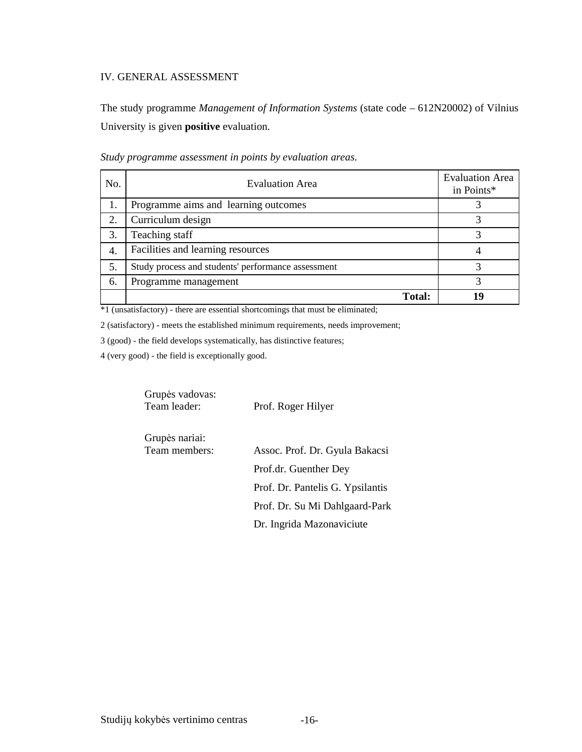## IV. GENERAL ASSESSMENT

The study programme *Management of Information Systems* (state code – 612N20002) of Vilnius University is given **positive** evaluation.

*Study programme assessment in points by evaluation areas.*

| No. | Evaluation Area | Evaluation Area in Points* |
|---|---|---|
| 1. | Programme aims and learning outcomes | 3 |
| 2. | Curriculum design | 3 |
| 3. | Teaching staff | 3 |
| 4. | Facilities and learning resources | 4 |
| 5. | Study process and students' performance assessment | 3 |
| 6. | Programme management | 3 |
| | **Total:** | **19** |

*1 (unsatisfactory) - there are essential shortcomings that must be eliminated;

2 (satisfactory) - meets the established minimum requirements, needs improvement;

3 (good) - the field develops systematically, has distinctive features;

4 (very good) - the field is exceptionally good.

Grupės vadovas:
Team leader: Prof. Roger Hilyer

Grupės nariai:
Team members: Assoc. Prof. Dr. Gyula Bakacsi

Prof.dr. Guenther Dey

Prof. Dr. Pantelis G. Ypsilantis

Prof. Dr. Su Mi Dahlgaard-Park

Dr. Ingrida Mazonaviciute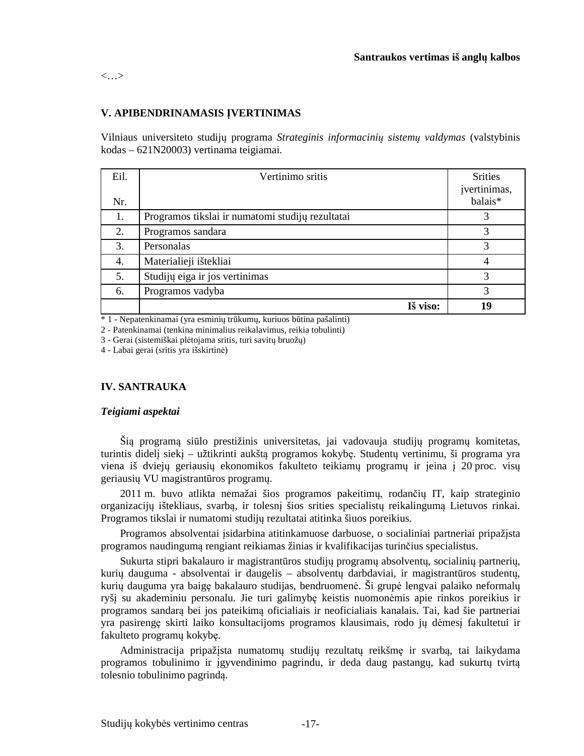**Santraukos vertimas iš anglų kalbos**

<…>

## V. APIBENDRINAMASIS ĮVERTINIMAS

Vilniaus universiteto studijų programa *Strateginis informacinių sistemų valdymas* (valstybinis kodas – 621N20003) vertinama teigiamai.

| Eil. Nr. | Vertinimo sritis | Srities įvertinimas, balais* |
|---|---|---|
| 1. | Programos tikslai ir numatomi studijų rezultatai | 3 |
| 2. | Programos sandara | 3 |
| 3. | Personalas | 3 |
| 4. | Materialieji ištekliai | 4 |
| 5. | Studijų eiga ir jos vertinimas | 3 |
| 6. | Programos vadyba | 3 |
| | **Iš viso:** | **19** |

* 1 - Nepatenkinamai (yra esminių trūkumų, kuriuos būtina pašalinti)
2 - Patenkinamai (tenkina minimalius reikalavimus, reikia tobulinti)
3 - Gerai (sistemiškai plėtojama sritis, turi savitų bruožų)
4 - Labai gerai (sritis yra išskirtinė)

## IV. SANTRAUKA

***Teigiami aspektai***

Šią programą siūlo prestižinis universitetas, jai vadovauja studijų programų komitetas, turintis didelį siekį – užtikrinti aukštą programos kokybę. Studentų vertinimu, ši programa yra viena iš dviejų geriausių ekonomikos fakulteto teikiamų programų ir įeina į 20 proc. visų geriausių VU magistrantūros programų.

2011 m. buvo atlikta nemažai šios programos pakeitimų, rodančių IT, kaip strateginio organizacijų ištekliaus, svarbą, ir tolesnį šios srities specialistų reikalingumą Lietuvos rinkai. Programos tikslai ir numatomi studijų rezultatai atitinka šiuos poreikius.

Programos absolventai įsidarbina atitinkamuose darbuose, o socialiniai partneriai pripažįsta programos naudingumą rengiant reikiamas žinias ir kvalifikacijas turinčius specialistus.

Sukurta stipri bakalauro ir magistrantūros studijų programų absolventų, socialinių partnerių, kurių dauguma - absolventai ir daugelis – absolventų darbdaviai, ir magistrantūros studentų, kurių dauguma yra baigę bakalauro studijas, bendruomenė. Ši grupė lengvai palaiko neformalų ryšį su akademiniu personalu. Jie turi galimybę keistis nuomonėmis apie rinkos poreikius ir programos sandarą bei jos pateikimą oficialiais ir neoficialiais kanalais. Tai, kad šie partneriai yra pasirengę skirti laiko konsultacijoms programos klausimais, rodo jų dėmesį fakultetui ir fakulteto programų kokybę.

Administracija pripažįsta numatomų studijų rezultatų reikšmę ir svarbą, tai laikydama programos tobulinimo ir įgyvendinimo pagrindu, ir deda daug pastangų, kad sukurtų tvirtą tolesnio tobulinimo pagrindą.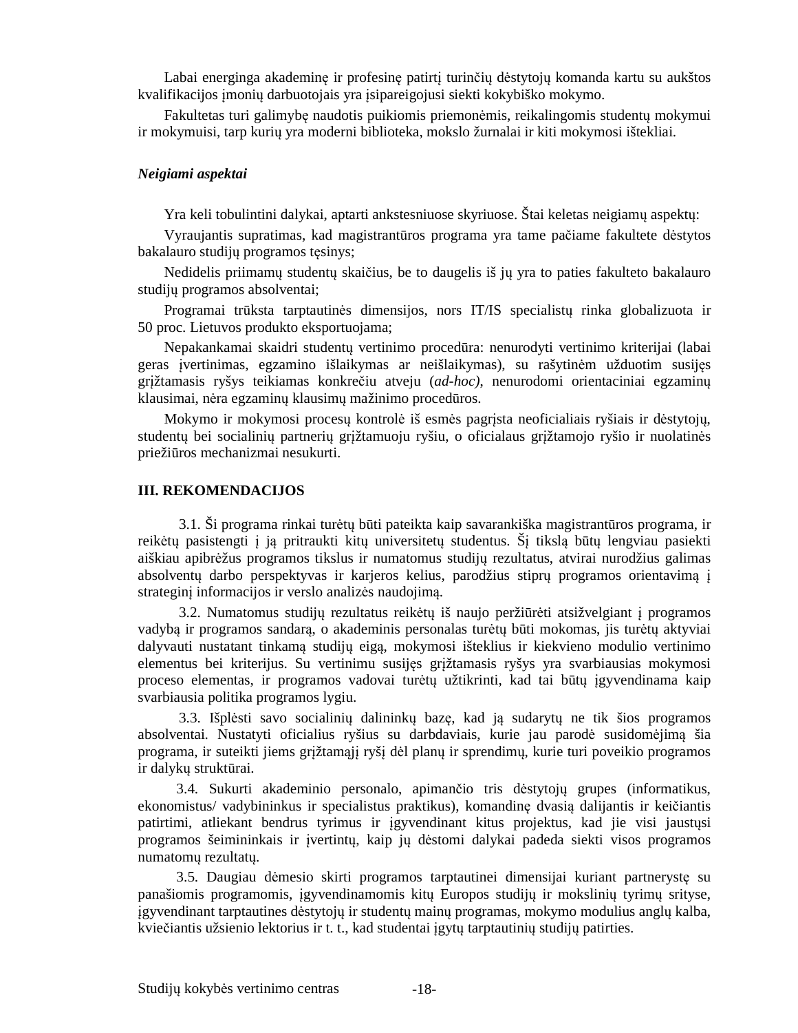Labai energinga akademinę ir profesinę patirtį turinčių dėstytojų komanda kartu su aukštos kvalifikacijos įmonių darbuotojais yra įsipareigojusi siekti kokybiško mokymo.

Fakultetas turi galimybę naudotis puikiomis priemonėmis, reikalingomis studentų mokymui ir mokymuisi, tarp kurių yra moderni biblioteka, mokslo žurnalai ir kiti mokymosi ištekliai.

***Neigiami aspektai***

Yra keli tobulintini dalykai, aptarti ankstesniuose skyriuose. Štai keletas neigiamų aspektų:

Vyraujantis supratimas, kad magistrantūros programa yra tame pačiame fakultete dėstytos bakalauro studijų programos tęsinys;

Nedidelis priimamų studentų skaičius, be to daugelis iš jų yra to paties fakulteto bakalauro studijų programos absolventai;

Programai trūksta tarptautinės dimensijos, nors IT/IS specialistų rinka globalizuota ir 50 proc. Lietuvos produkto eksportuojama;

Nepakankamai skaidri studentų vertinimo procedūra: nenurodyti vertinimo kriterijai (labai geras įvertinimas, egzamino išlaikymas ar neišlaikymas), su rašytinėm užduotim susijęs grįžtamasis ryšys teikiamas konkrečiu atveju (*ad-hoc)*, nenurodomi orientaciniai egzaminų klausimai, nėra egzaminų klausimų mažinimo procedūros.

Mokymo ir mokymosi procesų kontrolė iš esmės pagrįsta neoficialiais ryšiais ir dėstytojų, studentų bei socialinių partnerių grįžtamuoju ryšiu, o oficialaus grįžtamojo ryšio ir nuolatinės priežiūros mechanizmai nesukurti.

## III. REKOMENDACIJOS

3.1. Ši programa rinkai turėtų būti pateikta kaip savarankiška magistrantūros programa, ir reikėtų pasistengti į ją pritraukti kitų universitetų studentus. Šį tikslą būtų lengviau pasiekti aiškiau apibrėžus programos tikslus ir numatomus studijų rezultatus, atvirai nurodžius galimas absolventų darbo perspektyvas ir karjeros kelius, parodžius stiprų programos orientavimą į strateginį informacijos ir verslo analizės naudojimą.

3.2. Numatomus studijų rezultatus reikėtų iš naujo peržiūrėti atsižvelgiant į programos vadybą ir programos sandarą, o akademinis personalas turėtų būti mokomas, jis turėtų aktyviai dalyvauti nustatant tinkamą studijų eigą, mokymosi išteklius ir kiekvieno modulio vertinimo elementus bei kriterijus. Su vertinimu susijęs grįžtamasis ryšys yra svarbiausias mokymosi proceso elementas, ir programos vadovai turėtų užtikrinti, kad tai būtų įgyvendinama kaip svarbiausia politika programos lygiu.

3.3. Išplėsti savo socialinių dalininkų bazę, kad ją sudarytų ne tik šios programos absolventai. Nustatyti oficialius ryšius su darbdaviais, kurie jau parodė susidomėjimą šia programa, ir suteikti jiems grįžtamąjį ryšį dėl planų ir sprendimų, kurie turi poveikio programos ir dalykų struktūrai.

3.4. Sukurti akademinio personalo, apimančio tris dėstytojų grupes (informatikus, ekonomistus/ vadybininkus ir specialistus praktikus), komandinę dvasią dalijantis ir keičiantis patirtimi, atliekant bendrus tyrimus ir įgyvendinant kitus projektus, kad jie visi jaustųsi programos šeimininkais ir įvertintų, kaip jų dėstomi dalykai padeda siekti visos programos numatomų rezultatų.

3.5. Daugiau dėmesio skirti programos tarptautinei dimensijai kuriant partnerystę su panašiomis programomis, įgyvendinamomis kitų Europos studijų ir mokslinių tyrimų srityse, įgyvendinant tarptautines dėstytojų ir studentų mainų programas, mokymo modulius anglų kalba, kviečiantis užsienio lektorius ir t. t., kad studentai įgytų tarptautinių studijų patirties.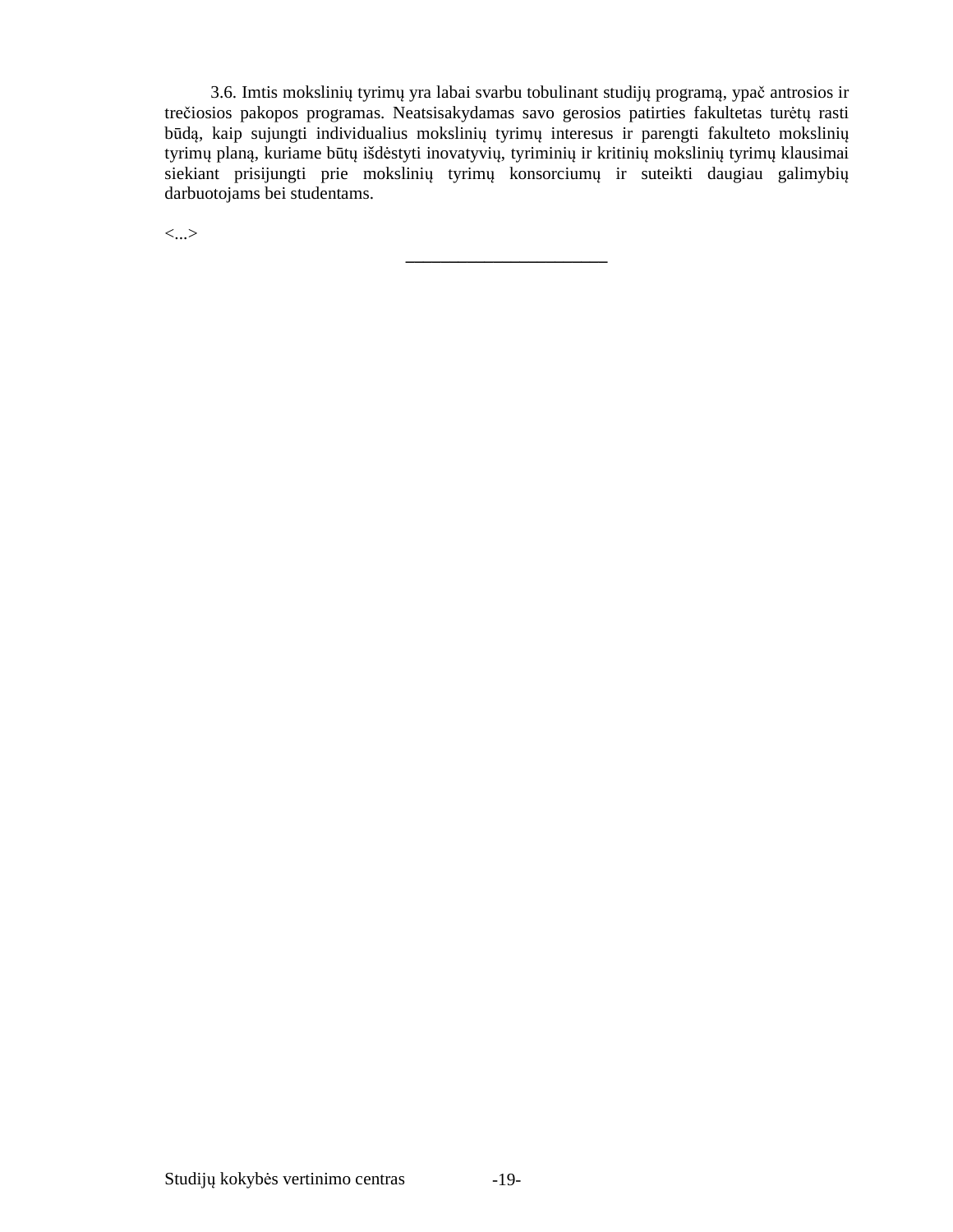3.6. Imtis mokslinių tyrimų yra labai svarbu tobulinant studijų programą, ypač antrosios ir trečiosios pakopos programas. Neatsisakydamas savo gerosios patirties fakultetas turėtų rasti būdą, kaip sujungti individualius mokslinių tyrimų interesus ir parengti fakulteto mokslinių tyrimų planą, kuriame būtų išdėstyti inovatyvių, tyriminių ir kritinių mokslinių tyrimų klausimai siekiant prisijungti prie mokslinių tyrimų konsorciumų ir suteikti daugiau galimybių darbuotojams bei studentams.

<...>

______________________